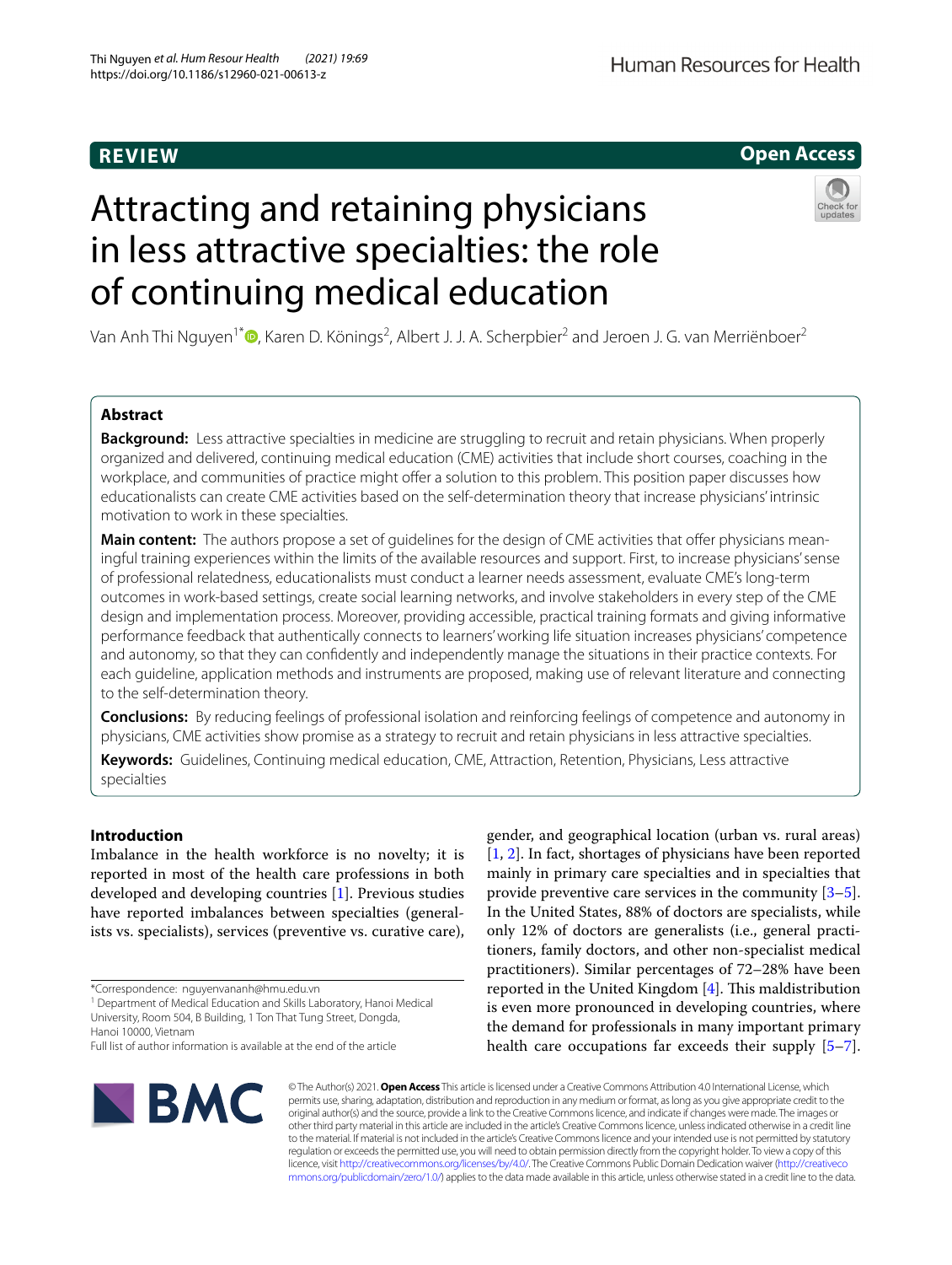**REVIEW** **Open Access**

# Attracting and retaining physicians in less attractive specialties: the role of continuing medical education

Van Anh Thi Nguyen[1*], Karen D. Könings[2], Albert J. J. A. Scherpbier[2] and Jeroen J. G. van Merriënboer[2]

## Abstract

**Background:** Less attractive specialties in medicine are struggling to recruit and retain physicians. When properly organized and delivered, continuing medical education (CME) activities that include short courses, coaching in the workplace, and communities of practice might offer a solution to this problem. This position paper discusses how educationalists can create CME activities based on the self-determination theory that increase physicians' intrinsic motivation to work in these specialties.

**Main content:** The authors propose a set of guidelines for the design of CME activities that offer physicians meaningful training experiences within the limits of the available resources and support. First, to increase physicians' sense of professional relatedness, educationalists must conduct a learner needs assessment, evaluate CME's long-term outcomes in work-based settings, create social learning networks, and involve stakeholders in every step of the CME design and implementation process. Moreover, providing accessible, practical training formats and giving informative performance feedback that authentically connects to learners' working life situation increases physicians' competence and autonomy, so that they can confidently and independently manage the situations in their practice contexts. For each guideline, application methods and instruments are proposed, making use of relevant literature and connecting to the self-determination theory.

**Conclusions:** By reducing feelings of professional isolation and reinforcing feelings of competence and autonomy in physicians, CME activities show promise as a strategy to recruit and retain physicians in less attractive specialties.

**Keywords:** Guidelines, Continuing medical education, CME, Attraction, Retention, Physicians, Less attractive specialties

## Introduction

Imbalance in the health workforce is no novelty; it is reported in most of the health care professions in both developed and developing countries [1]. Previous studies have reported imbalances between specialties (generalists vs. specialists), services (preventive vs. curative care), gender, and geographical location (urban vs. rural areas) [1, 2]. In fact, shortages of physicians have been reported mainly in primary care specialties and in specialties that provide preventive care services in the community [3–5]. In the United States, 88% of doctors are specialists, while only 12% of doctors are generalists (i.e., general practitioners, family doctors, and other non-specialist medical practitioners). Similar percentages of 72–28% have been reported in the United Kingdom [4]. This maldistribution is even more pronounced in developing countries, where the demand for professionals in many important primary health care occupations far exceeds their supply [5–7].

*Correspondence: nguyenvananh@hmu.edu.vn
[1] Department of Medical Education and Skills Laboratory, Hanoi Medical University, Room 504, B Building, 1 Ton That Tung Street, Dongda, Hanoi 10000, Vietnam
Full list of author information is available at the end of the article

© The Author(s) 2021. **Open Access** This article is licensed under a Creative Commons Attribution 4.0 International License, which permits use, sharing, adaptation, distribution and reproduction in any medium or format, as long as you give appropriate credit to the original author(s) and the source, provide a link to the Creative Commons licence, and indicate if changes were made. The images or other third party material in this article are included in the article's Creative Commons licence, unless indicated otherwise in a credit line to the material. If material is not included in the article's Creative Commons licence and your intended use is not permitted by statutory regulation or exceeds the permitted use, you will need to obtain permission directly from the copyright holder. To view a copy of this licence, visit http://creativecommons.org/licenses/by/4.0/. The Creative Commons Public Domain Dedication waiver (http://creativecommons.org/publicdomain/zero/1.0/) applies to the data made available in this article, unless otherwise stated in a credit line to the data.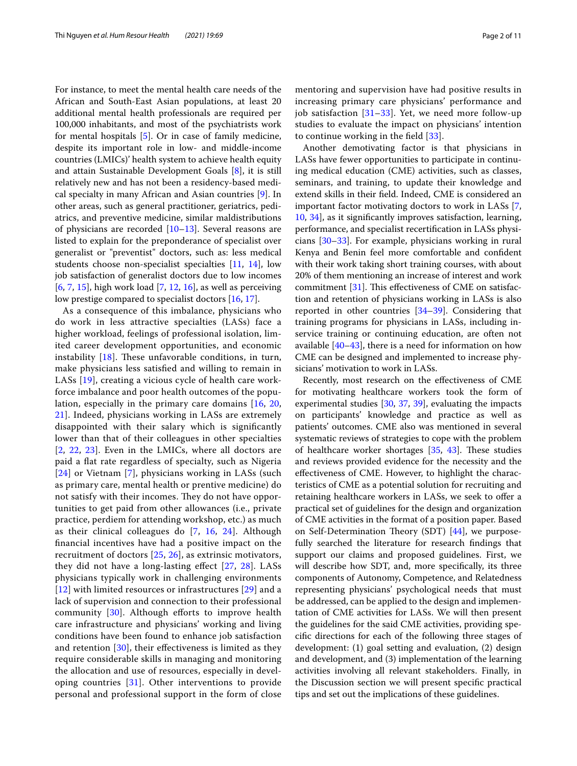For instance, to meet the mental health care needs of the African and South-East Asian populations, at least 20 additional mental health professionals are required per 100,000 inhabitants, and most of the psychiatrists work for mental hospitals [5]. Or in case of family medicine, despite its important role in low- and middle-income countries (LMICs)' health system to achieve health equity and attain Sustainable Development Goals [8], it is still relatively new and has not been a residency-based medical specialty in many African and Asian countries [9]. In other areas, such as general practitioner, geriatrics, pediatrics, and preventive medicine, similar maldistributions of physicians are recorded [10–13]. Several reasons are listed to explain for the preponderance of specialist over generalist or "preventist" doctors, such as: less medical students choose non-specialist specialties [11, 14], low job satisfaction of generalist doctors due to low incomes [6, 7, 15], high work load [7, 12, 16], as well as perceiving low prestige compared to specialist doctors [16, 17].

As a consequence of this imbalance, physicians who do work in less attractive specialties (LASs) face a higher workload, feelings of professional isolation, limited career development opportunities, and economic instability [18]. These unfavorable conditions, in turn, make physicians less satisfied and willing to remain in LASs [19], creating a vicious cycle of health care workforce imbalance and poor health outcomes of the population, especially in the primary care domains [16, 20, 21]. Indeed, physicians working in LASs are extremely disappointed with their salary which is significantly lower than that of their colleagues in other specialties [2, 22, 23]. Even in the LMICs, where all doctors are paid a flat rate regardless of specialty, such as Nigeria [24] or Vietnam [7], physicians working in LASs (such as primary care, mental health or prentive medicine) do not satisfy with their incomes. They do not have opportunities to get paid from other allowances (i.e., private practice, perdiem for attending workshop, etc.) as much as their clinical colleagues do [7, 16, 24]. Although financial incentives have had a positive impact on the recruitment of doctors [25, 26], as extrinsic motivators, they did not have a long-lasting effect [27, 28]. LASs physicians typically work in challenging environments [12] with limited resources or infrastructures [29] and a lack of supervision and connection to their professional community [30]. Although efforts to improve health care infrastructure and physicians' working and living conditions have been found to enhance job satisfaction and retention [30], their effectiveness is limited as they require considerable skills in managing and monitoring the allocation and use of resources, especially in developing countries [31]. Other interventions to provide personal and professional support in the form of close mentoring and supervision have had positive results in increasing primary care physicians' performance and job satisfaction [31–33]. Yet, we need more follow-up studies to evaluate the impact on physicians' intention to continue working in the field [33].

Another demotivating factor is that physicians in LASs have fewer opportunities to participate in continuing medical education (CME) activities, such as classes, seminars, and training, to update their knowledge and extend skills in their field. Indeed, CME is considered an important factor motivating doctors to work in LASs [7, 10, 34], as it significantly improves satisfaction, learning, performance, and specialist recertification in LASs physicians [30–33]. For example, physicians working in rural Kenya and Benin feel more comfortable and confident with their work taking short training courses, with about 20% of them mentioning an increase of interest and work commitment [31]. This effectiveness of CME on satisfaction and retention of physicians working in LASs is also reported in other countries [34–39]. Considering that training programs for physicians in LASs, including in-service training or continuing education, are often not available [40–43], there is a need for information on how CME can be designed and implemented to increase physicians' motivation to work in LASs.

Recently, most research on the effectiveness of CME for motivating healthcare workers took the form of experimental studies [30, 37, 39], evaluating the impacts on participants' knowledge and practice as well as patients' outcomes. CME also was mentioned in several systematic reviews of strategies to cope with the problem of healthcare worker shortages [35, 43]. These studies and reviews provided evidence for the necessity and the effectiveness of CME. However, to highlight the characteristics of CME as a potential solution for recruiting and retaining healthcare workers in LASs, we seek to offer a practical set of guidelines for the design and organization of CME activities in the format of a position paper. Based on Self-Determination Theory (SDT) [44], we purposefully searched the literature for research findings that support our claims and proposed guidelines. First, we will describe how SDT, and, more specifically, its three components of Autonomy, Competence, and Relatedness representing physicians' psychological needs that must be addressed, can be applied to the design and implementation of CME activities for LASs. We will then present the guidelines for the said CME activities, providing specific directions for each of the following three stages of development: (1) goal setting and evaluation, (2) design and development, and (3) implementation of the learning activities involving all relevant stakeholders. Finally, in the Discussion section we will present specific practical tips and set out the implications of these guidelines.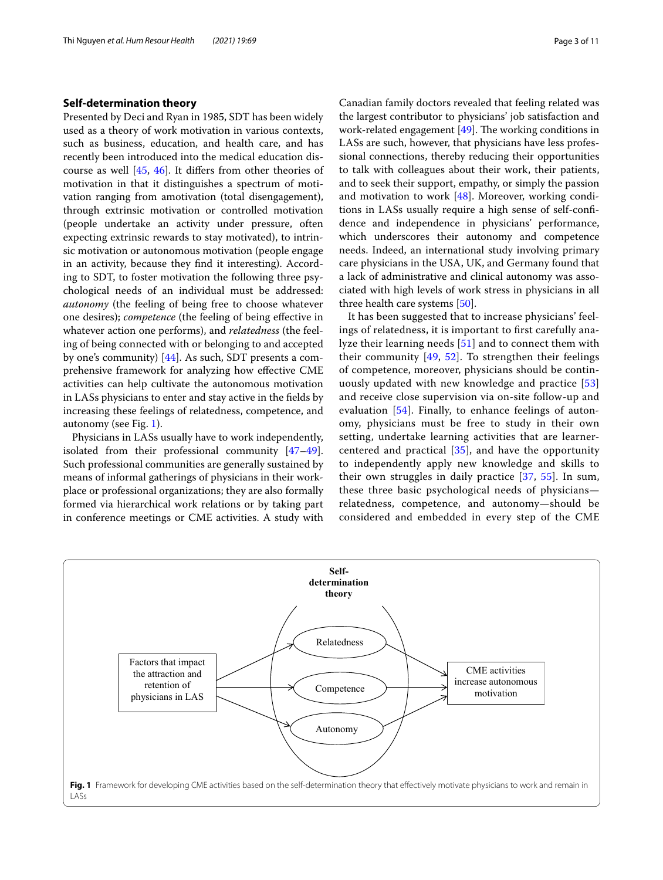## Self-determination theory

Presented by Deci and Ryan in 1985, SDT has been widely used as a theory of work motivation in various contexts, such as business, education, and health care, and has recently been introduced into the medical education discourse as well [45, 46]. It differs from other theories of motivation in that it distinguishes a spectrum of motivation ranging from amotivation (total disengagement), through extrinsic motivation or controlled motivation (people undertake an activity under pressure, often expecting extrinsic rewards to stay motivated), to intrinsic motivation or autonomous motivation (people engage in an activity, because they find it interesting). According to SDT, to foster motivation the following three psychological needs of an individual must be addressed: *autonomy* (the feeling of being free to choose whatever one desires); *competence* (the feeling of being effective in whatever action one performs), and *relatedness* (the feeling of being connected with or belonging to and accepted by one's community) [44]. As such, SDT presents a comprehensive framework for analyzing how effective CME activities can help cultivate the autonomous motivation in LASs physicians to enter and stay active in the fields by increasing these feelings of relatedness, competence, and autonomy (see Fig. 1).

Physicians in LASs usually have to work independently, isolated from their professional community [47–49]. Such professional communities are generally sustained by means of informal gatherings of physicians in their workplace or professional organizations; they are also formally formed via hierarchical work relations or by taking part in conference meetings or CME activities. A study with Canadian family doctors revealed that feeling related was the largest contributor to physicians' job satisfaction and work-related engagement [49]. The working conditions in LASs are such, however, that physicians have less professional connections, thereby reducing their opportunities to talk with colleagues about their work, their patients, and to seek their support, empathy, or simply the passion and motivation to work [48]. Moreover, working conditions in LASs usually require a high sense of self-confidence and independence in physicians' performance, which underscores their autonomy and competence needs. Indeed, an international study involving primary care physicians in the USA, UK, and Germany found that a lack of administrative and clinical autonomy was associated with high levels of work stress in physicians in all three health care systems [50].

It has been suggested that to increase physicians' feelings of relatedness, it is important to first carefully analyze their learning needs [51] and to connect them with their community [49, 52]. To strengthen their feelings of competence, moreover, physicians should be continuously updated with new knowledge and practice [53] and receive close supervision via on-site follow-up and evaluation [54]. Finally, to enhance feelings of autonomy, physicians must be free to study in their own setting, undertake learning activities that are learner-centered and practical [35], and have the opportunity to independently apply new knowledge and skills to their own struggles in daily practice [37, 55]. In sum, these three basic psychological needs of physicians—relatedness, competence, and autonomy—should be considered and embedded in every step of the CME

Self-determination theory

Factors that impact the attraction and retention of physicians in LAS → Relatedness / Competence / Autonomy → CME activities increase autonomous motivation

**Fig. 1** Framework for developing CME activities based on the self-determination theory that effectively motivate physicians to work and remain in LASs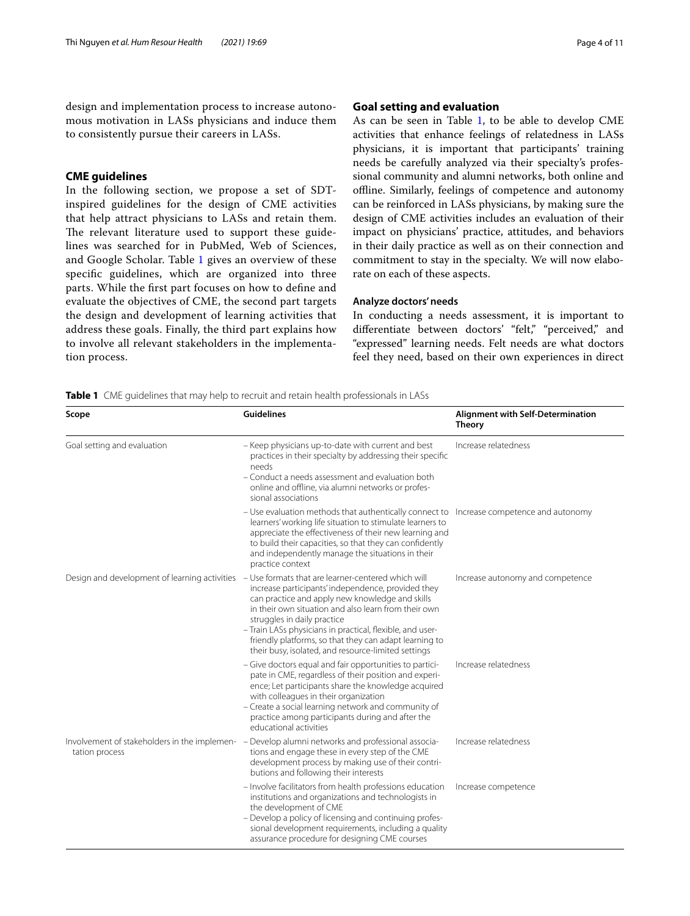design and implementation process to increase autonomous motivation in LASs physicians and induce them to consistently pursue their careers in LASs.

## CME guidelines

In the following section, we propose a set of SDT-inspired guidelines for the design of CME activities that help attract physicians to LASs and retain them. The relevant literature used to support these guidelines was searched for in PubMed, Web of Sciences, and Google Scholar. Table 1 gives an overview of these specific guidelines, which are organized into three parts. While the first part focuses on how to define and evaluate the objectives of CME, the second part targets the design and development of learning activities that address these goals. Finally, the third part explains how to involve all relevant stakeholders in the implementation process.

### Goal setting and evaluation

As can be seen in Table 1, to be able to develop CME activities that enhance feelings of relatedness in LASs physicians, it is important that participants' training needs be carefully analyzed via their specialty's professional community and alumni networks, both online and offline. Similarly, feelings of competence and autonomy can be reinforced in LASs physicians, by making sure the design of CME activities includes an evaluation of their impact on physicians' practice, attitudes, and behaviors in their daily practice as well as on their connection and commitment to stay in the specialty. We will now elaborate on each of these aspects.

#### Analyze doctors' needs

In conducting a needs assessment, it is important to differentiate between doctors' "felt," "perceived," and "expressed" learning needs. Felt needs are what doctors feel they need, based on their own experiences in direct

**Table 1** CME guidelines that may help to recruit and retain health professionals in LASs

| Scope | Guidelines | Alignment with Self-Determination Theory |
|---|---|---|
| Goal setting and evaluation | – Keep physicians up-to-date with current and best practices in their specialty by addressing their specific needs<br>– Conduct a needs assessment and evaluation both online and offline, via alumni networks or professional associations | Increase relatedness |
| | – Use evaluation methods that authentically connect to learners' working life situation to stimulate learners to appreciate the effectiveness of their new learning and to build their capacities, so that they can confidently and independently manage the situations in their practice context | Increase competence and autonomy |
| Design and development of learning activities | – Use formats that are learner-centered which will increase participants' independence, provided they can practice and apply new knowledge and skills in their own situation and also learn from their own struggles in daily practice<br>– Train LASs physicians in practical, flexible, and user-friendly platforms, so that they can adapt learning to their busy, isolated, and resource-limited settings | Increase autonomy and competence |
| | – Give doctors equal and fair opportunities to participate in CME, regardless of their position and experience; Let participants share the knowledge acquired with colleagues in their organization<br>– Create a social learning network and community of practice among participants during and after the educational activities | Increase relatedness |
| Involvement of stakeholders in the implementation process | – Develop alumni networks and professional associations and engage these in every step of the CME development process by making use of their contributions and following their interests | Increase relatedness |
| | – Involve facilitators from health professions education institutions and organizations and technologists in the development of CME<br>– Develop a policy of licensing and continuing professional development requirements, including a quality assurance procedure for designing CME courses | Increase competence |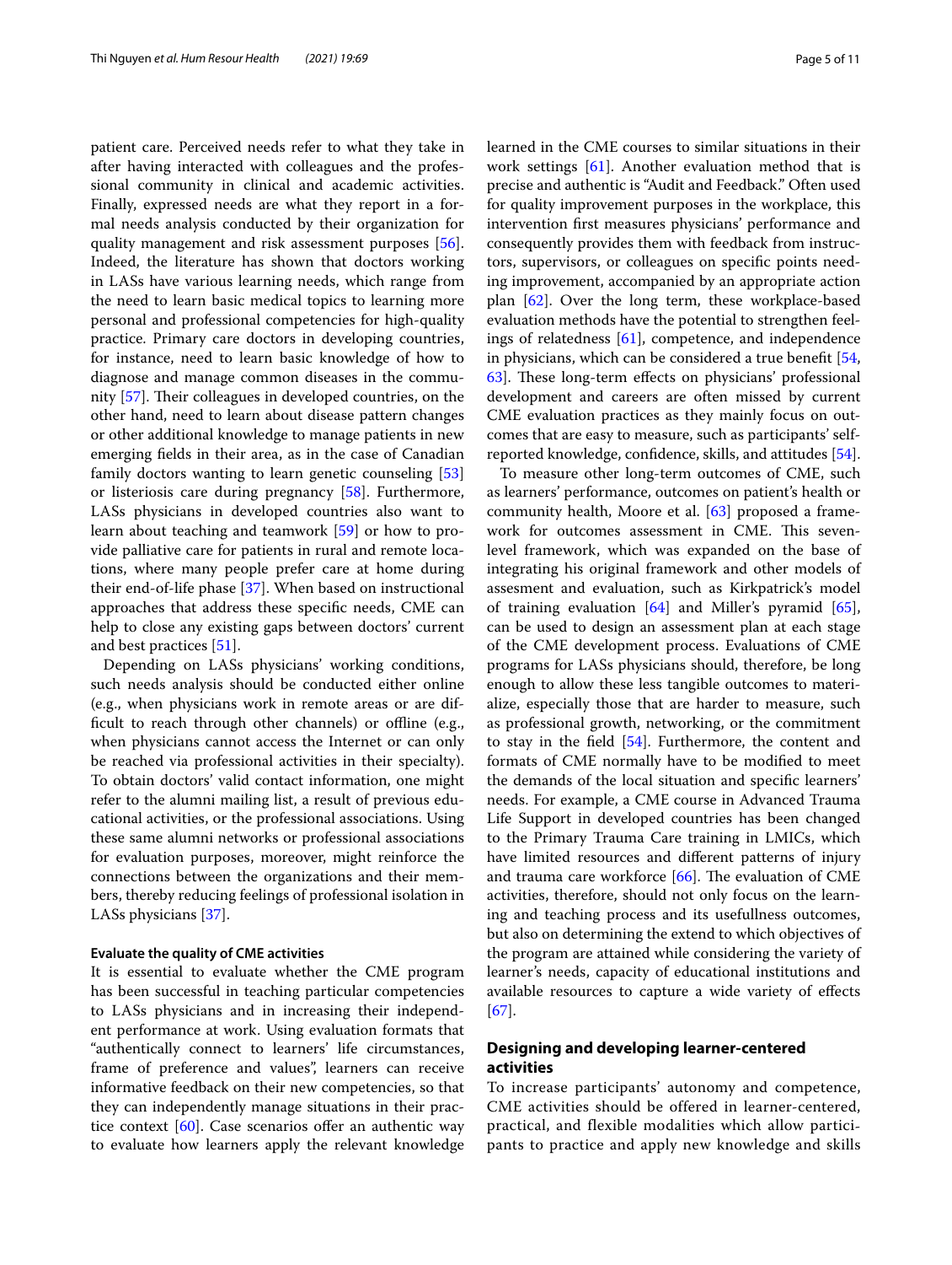patient care. Perceived needs refer to what they take in after having interacted with colleagues and the professional community in clinical and academic activities. Finally, expressed needs are what they report in a formal needs analysis conducted by their organization for quality management and risk assessment purposes [56]. Indeed, the literature has shown that doctors working in LASs have various learning needs, which range from the need to learn basic medical topics to learning more personal and professional competencies for high-quality practice. Primary care doctors in developing countries, for instance, need to learn basic knowledge of how to diagnose and manage common diseases in the community [57]. Their colleagues in developed countries, on the other hand, need to learn about disease pattern changes or other additional knowledge to manage patients in new emerging fields in their area, as in the case of Canadian family doctors wanting to learn genetic counseling [53] or listeriosis care during pregnancy [58]. Furthermore, LASs physicians in developed countries also want to learn about teaching and teamwork [59] or how to provide palliative care for patients in rural and remote locations, where many people prefer care at home during their end-of-life phase [37]. When based on instructional approaches that address these specific needs, CME can help to close any existing gaps between doctors' current and best practices [51].

Depending on LASs physicians' working conditions, such needs analysis should be conducted either online (e.g., when physicians work in remote areas or are difficult to reach through other channels) or offline (e.g., when physicians cannot access the Internet or can only be reached via professional activities in their specialty). To obtain doctors' valid contact information, one might refer to the alumni mailing list, a result of previous educational activities, or the professional associations. Using these same alumni networks or professional associations for evaluation purposes, moreover, might reinforce the connections between the organizations and their members, thereby reducing feelings of professional isolation in LASs physicians [37].

#### Evaluate the quality of CME activities

It is essential to evaluate whether the CME program has been successful in teaching particular competencies to LASs physicians and in increasing their independent performance at work. Using evaluation formats that "authentically connect to learners' life circumstances, frame of preference and values", learners can receive informative feedback on their new competencies, so that they can independently manage situations in their practice context [60]. Case scenarios offer an authentic way to evaluate how learners apply the relevant knowledge learned in the CME courses to similar situations in their work settings [61]. Another evaluation method that is precise and authentic is "Audit and Feedback." Often used for quality improvement purposes in the workplace, this intervention first measures physicians' performance and consequently provides them with feedback from instructors, supervisors, or colleagues on specific points needing improvement, accompanied by an appropriate action plan [62]. Over the long term, these workplace-based evaluation methods have the potential to strengthen feelings of relatedness [61], competence, and independence in physicians, which can be considered a true benefit [54, 63]. These long-term effects on physicians' professional development and careers are often missed by current CME evaluation practices as they mainly focus on outcomes that are easy to measure, such as participants' self-reported knowledge, confidence, skills, and attitudes [54].

To measure other long-term outcomes of CME, such as learners' performance, outcomes on patient's health or community health, Moore et al. [63] proposed a framework for outcomes assessment in CME. This seven-level framework, which was expanded on the base of integrating his original framework and other models of assesment and evaluation, such as Kirkpatrick's model of training evaluation [64] and Miller's pyramid [65], can be used to design an assessment plan at each stage of the CME development process. Evaluations of CME programs for LASs physicians should, therefore, be long enough to allow these less tangible outcomes to materialize, especially those that are harder to measure, such as professional growth, networking, or the commitment to stay in the field [54]. Furthermore, the content and formats of CME normally have to be modified to meet the demands of the local situation and specific learners' needs. For example, a CME course in Advanced Trauma Life Support in developed countries has been changed to the Primary Trauma Care training in LMICs, which have limited resources and different patterns of injury and trauma care workforce [66]. The evaluation of CME activities, therefore, should not only focus on the learning and teaching process and its usefullness outcomes, but also on determining the extend to which objectives of the program are attained while considering the variety of learner's needs, capacity of educational institutions and available resources to capture a wide variety of effects [67].

### Designing and developing learner-centered activities

To increase participants' autonomy and competence, CME activities should be offered in learner-centered, practical, and flexible modalities which allow participants to practice and apply new knowledge and skills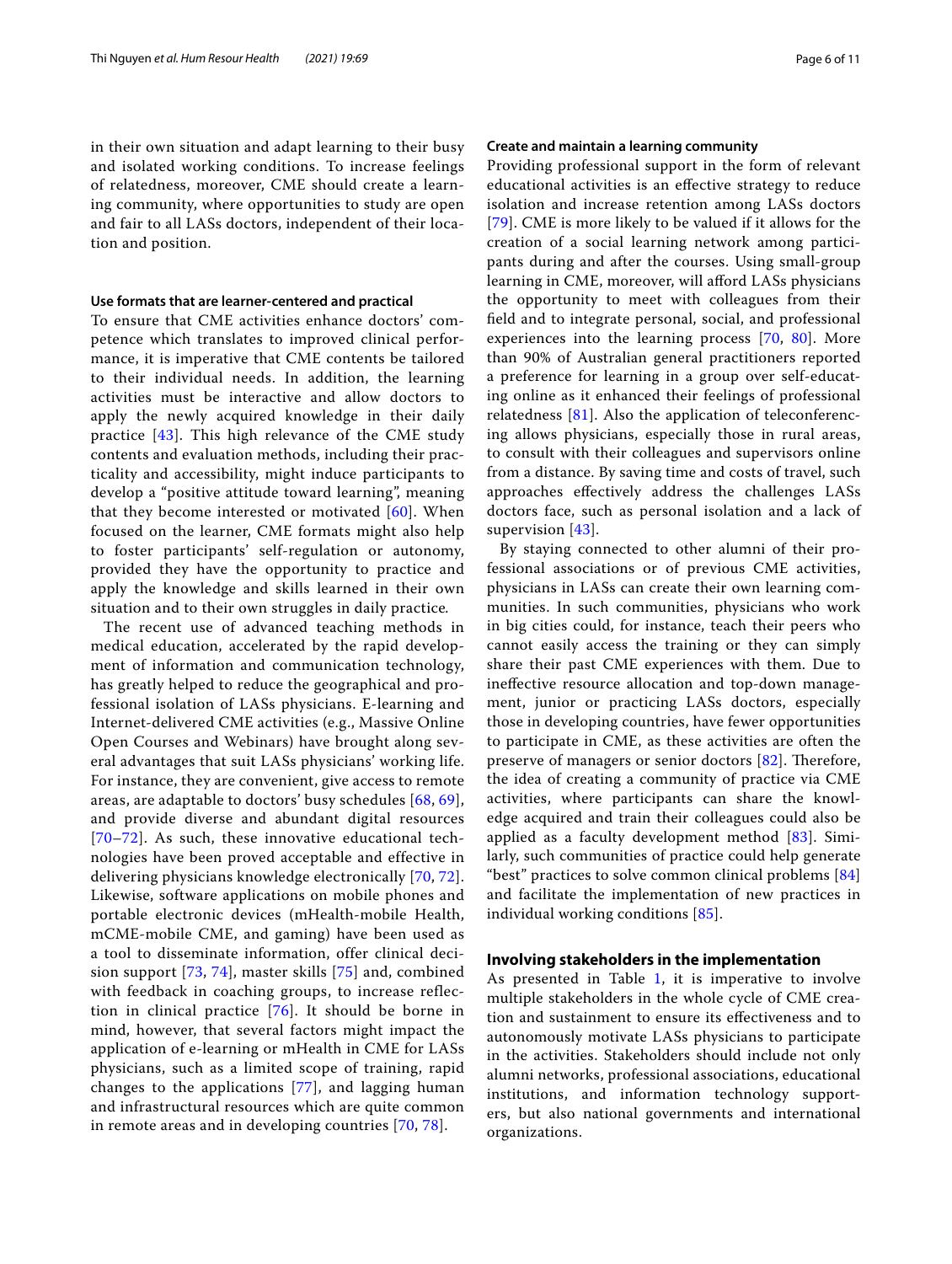in their own situation and adapt learning to their busy and isolated working conditions. To increase feelings of relatedness, moreover, CME should create a learning community, where opportunities to study are open and fair to all LASs doctors, independent of their location and position.

#### Use formats that are learner-centered and practical

To ensure that CME activities enhance doctors' competence which translates to improved clinical performance, it is imperative that CME contents be tailored to their individual needs. In addition, the learning activities must be interactive and allow doctors to apply the newly acquired knowledge in their daily practice [43]. This high relevance of the CME study contents and evaluation methods, including their practicality and accessibility, might induce participants to develop a "positive attitude toward learning", meaning that they become interested or motivated [60]. When focused on the learner, CME formats might also help to foster participants' self-regulation or autonomy, provided they have the opportunity to practice and apply the knowledge and skills learned in their own situation and to their own struggles in daily practice.

The recent use of advanced teaching methods in medical education, accelerated by the rapid development of information and communication technology, has greatly helped to reduce the geographical and professional isolation of LASs physicians. E-learning and Internet-delivered CME activities (e.g., Massive Online Open Courses and Webinars) have brought along several advantages that suit LASs physicians' working life. For instance, they are convenient, give access to remote areas, are adaptable to doctors' busy schedules [68, 69], and provide diverse and abundant digital resources [70–72]. As such, these innovative educational technologies have been proved acceptable and effective in delivering physicians knowledge electronically [70, 72]. Likewise, software applications on mobile phones and portable electronic devices (mHealth-mobile Health, mCME-mobile CME, and gaming) have been used as a tool to disseminate information, offer clinical decision support [73, 74], master skills [75] and, combined with feedback in coaching groups, to increase reflection in clinical practice [76]. It should be borne in mind, however, that several factors might impact the application of e-learning or mHealth in CME for LASs physicians, such as a limited scope of training, rapid changes to the applications [77], and lagging human and infrastructural resources which are quite common in remote areas and in developing countries [70, 78].

#### Create and maintain a learning community

Providing professional support in the form of relevant educational activities is an effective strategy to reduce isolation and increase retention among LASs doctors [79]. CME is more likely to be valued if it allows for the creation of a social learning network among participants during and after the courses. Using small-group learning in CME, moreover, will afford LASs physicians the opportunity to meet with colleagues from their field and to integrate personal, social, and professional experiences into the learning process [70, 80]. More than 90% of Australian general practitioners reported a preference for learning in a group over self-educating online as it enhanced their feelings of professional relatedness [81]. Also the application of teleconferencing allows physicians, especially those in rural areas, to consult with their colleagues and supervisors online from a distance. By saving time and costs of travel, such approaches effectively address the challenges LASs doctors face, such as personal isolation and a lack of supervision [43].

By staying connected to other alumni of their professional associations or of previous CME activities, physicians in LASs can create their own learning communities. In such communities, physicians who work in big cities could, for instance, teach their peers who cannot easily access the training or they can simply share their past CME experiences with them. Due to ineffective resource allocation and top-down management, junior or practicing LASs doctors, especially those in developing countries, have fewer opportunities to participate in CME, as these activities are often the preserve of managers or senior doctors [82]. Therefore, the idea of creating a community of practice via CME activities, where participants can share the knowledge acquired and train their colleagues could also be applied as a faculty development method [83]. Similarly, such communities of practice could help generate "best" practices to solve common clinical problems [84] and facilitate the implementation of new practices in individual working conditions [85].

### Involving stakeholders in the implementation

As presented in Table 1, it is imperative to involve multiple stakeholders in the whole cycle of CME creation and sustainment to ensure its effectiveness and to autonomously motivate LASs physicians to participate in the activities. Stakeholders should include not only alumni networks, professional associations, educational institutions, and information technology supporters, but also national governments and international organizations.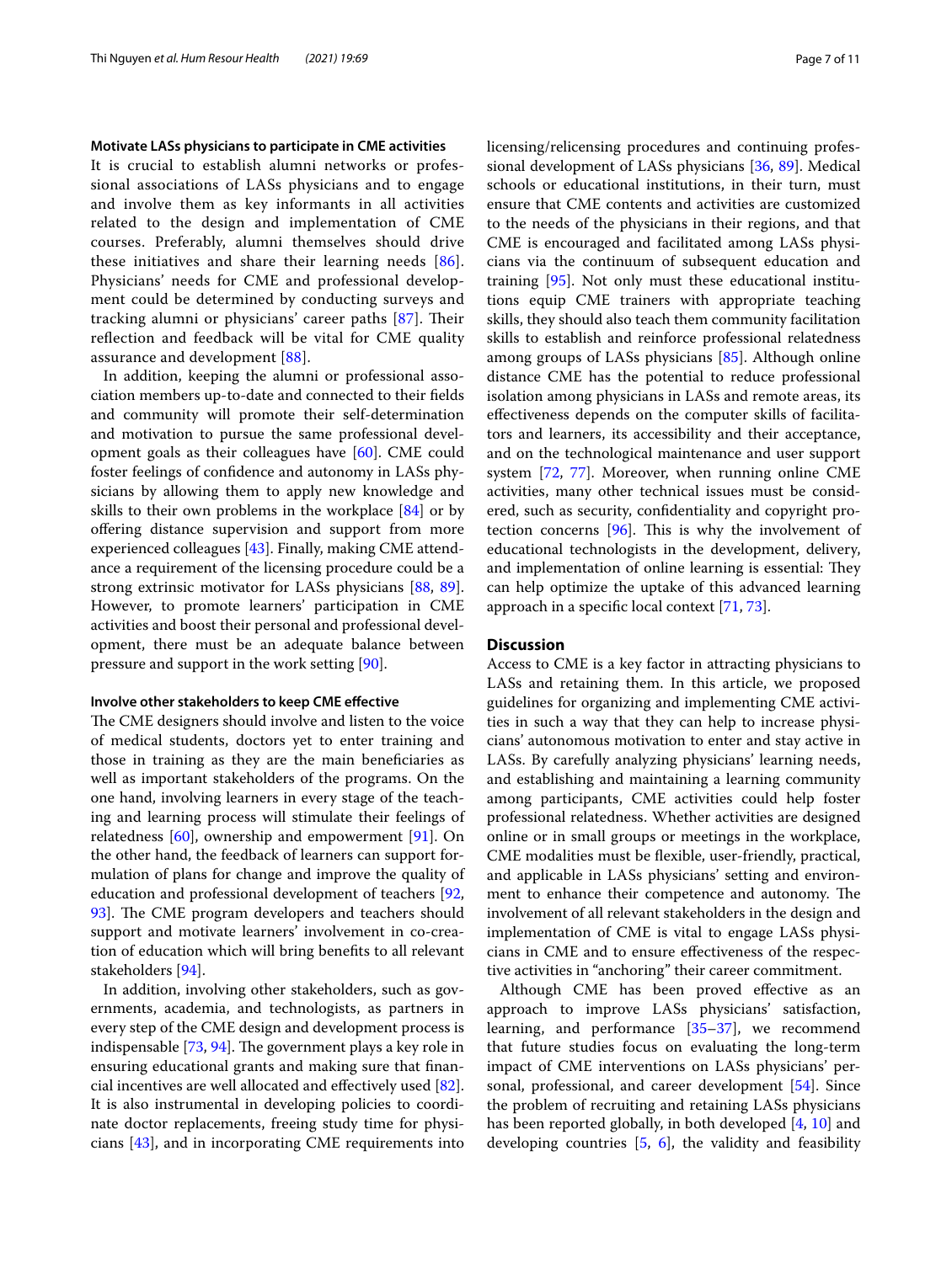#### Motivate LASs physicians to participate in CME activities

It is crucial to establish alumni networks or professional associations of LASs physicians and to engage and involve them as key informants in all activities related to the design and implementation of CME courses. Preferably, alumni themselves should drive these initiatives and share their learning needs [86]. Physicians' needs for CME and professional development could be determined by conducting surveys and tracking alumni or physicians' career paths [87]. Their reflection and feedback will be vital for CME quality assurance and development [88].

In addition, keeping the alumni or professional association members up-to-date and connected to their fields and community will promote their self-determination and motivation to pursue the same professional development goals as their colleagues have [60]. CME could foster feelings of confidence and autonomy in LASs physicians by allowing them to apply new knowledge and skills to their own problems in the workplace [84] or by offering distance supervision and support from more experienced colleagues [43]. Finally, making CME attendance a requirement of the licensing procedure could be a strong extrinsic motivator for LASs physicians [88, 89]. However, to promote learners' participation in CME activities and boost their personal and professional development, there must be an adequate balance between pressure and support in the work setting [90].

#### Involve other stakeholders to keep CME effective

The CME designers should involve and listen to the voice of medical students, doctors yet to enter training and those in training as they are the main beneficiaries as well as important stakeholders of the programs. On the one hand, involving learners in every stage of the teaching and learning process will stimulate their feelings of relatedness [60], ownership and empowerment [91]. On the other hand, the feedback of learners can support formulation of plans for change and improve the quality of education and professional development of teachers [92, 93]. The CME program developers and teachers should support and motivate learners' involvement in co-creation of education which will bring benefits to all relevant stakeholders [94].

In addition, involving other stakeholders, such as governments, academia, and technologists, as partners in every step of the CME design and development process is indispensable [73, 94]. The government plays a key role in ensuring educational grants and making sure that financial incentives are well allocated and effectively used [82]. It is also instrumental in developing policies to coordinate doctor replacements, freeing study time for physicians [43], and in incorporating CME requirements into licensing/relicensing procedures and continuing professional development of LASs physicians [36, 89]. Medical schools or educational institutions, in their turn, must ensure that CME contents and activities are customized to the needs of the physicians in their regions, and that CME is encouraged and facilitated among LASs physicians via the continuum of subsequent education and training [95]. Not only must these educational institutions equip CME trainers with appropriate teaching skills, they should also teach them community facilitation skills to establish and reinforce professional relatedness among groups of LASs physicians [85]. Although online distance CME has the potential to reduce professional isolation among physicians in LASs and remote areas, its effectiveness depends on the computer skills of facilitators and learners, its accessibility and their acceptance, and on the technological maintenance and user support system [72, 77]. Moreover, when running online CME activities, many other technical issues must be considered, such as security, confidentiality and copyright protection concerns [96]. This is why the involvement of educational technologists in the development, delivery, and implementation of online learning is essential: They can help optimize the uptake of this advanced learning approach in a specific local context [71, 73].

## Discussion

Access to CME is a key factor in attracting physicians to LASs and retaining them. In this article, we proposed guidelines for organizing and implementing CME activities in such a way that they can help to increase physicians' autonomous motivation to enter and stay active in LASs. By carefully analyzing physicians' learning needs, and establishing and maintaining a learning community among participants, CME activities could help foster professional relatedness. Whether activities are designed online or in small groups or meetings in the workplace, CME modalities must be flexible, user-friendly, practical, and applicable in LASs physicians' setting and environment to enhance their competence and autonomy. The involvement of all relevant stakeholders in the design and implementation of CME is vital to engage LASs physicians in CME and to ensure effectiveness of the respective activities in "anchoring" their career commitment.

Although CME has been proved effective as an approach to improve LASs physicians' satisfaction, learning, and performance [35–37], we recommend that future studies focus on evaluating the long-term impact of CME interventions on LASs physicians' personal, professional, and career development [54]. Since the problem of recruiting and retaining LASs physicians has been reported globally, in both developed [4, 10] and developing countries [5, 6], the validity and feasibility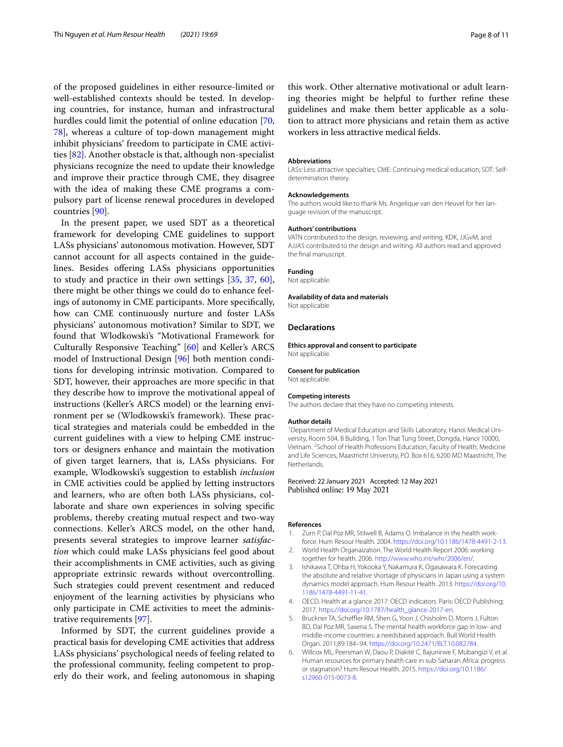of the proposed guidelines in either resource-limited or well-established contexts should be tested. In developing countries, for instance, human and infrastructural hurdles could limit the potential of online education [70, 78], whereas a culture of top-down management might inhibit physicians' freedom to participate in CME activities [82]. Another obstacle is that, although non-specialist physicians recognize the need to update their knowledge and improve their practice through CME, they disagree with the idea of making these CME programs a compulsory part of license renewal procedures in developed countries [90].

In the present paper, we used SDT as a theoretical framework for developing CME guidelines to support LASs physicians' autonomous motivation. However, SDT cannot account for all aspects contained in the guidelines. Besides offering LASs physicians opportunities to study and practice in their own settings [35, 37, 60], there might be other things we could do to enhance feelings of autonomy in CME participants. More specifically, how can CME continuously nurture and foster LASs physicians' autonomous motivation? Similar to SDT, we found that Wlodkowski's "Motivational Framework for Culturally Responsive Teaching" [60] and Keller's ARCS model of Instructional Design [96] both mention conditions for developing intrinsic motivation. Compared to SDT, however, their approaches are more specific in that they describe how to improve the motivational appeal of instructions (Keller's ARCS model) or the learning environment per se (Wlodkowski's framework). These practical strategies and materials could be embedded in the current guidelines with a view to helping CME instructors or designers enhance and maintain the motivation of given target learners, that is, LASs physicians. For example, Wlodkowski's suggestion to establish *inclusion* in CME activities could be applied by letting instructors and learners, who are often both LASs physicians, collaborate and share own experiences in solving specific problems, thereby creating mutual respect and two-way connections. Keller's ARCS model, on the other hand, presents several strategies to improve learner *satisfaction* which could make LASs physicians feel good about their accomplishments in CME activities, such as giving appropriate extrinsic rewards without overcontrolling. Such strategies could prevent resentment and reduced enjoyment of the learning activities by physicians who only participate in CME activities to meet the administrative requirements [97].

Informed by SDT, the current guidelines provide a practical basis for developing CME activities that address LASs physicians' psychological needs of feeling related to the professional community, feeling competent to properly do their work, and feeling autonomous in shaping this work. Other alternative motivational or adult learning theories might be helpful to further refine these guidelines and make them better applicable as a solution to attract more physicians and retain them as active workers in less attractive medical fields.

#### Abbreviations

LASs: Less attractive specialties; CME: Continuing medical education; SDT: Self-determination theory.

#### Acknowledgements

The authors would like to thank Ms. Angelique van den Heuvel for her language revision of the manuscript.

#### Authors' contributions

VATN contributed to the design, reviewing, and writing. KDK, JJGvM, and AJJAS contributed to the design and writing. All authors read and approved the final manuscript.

#### Funding

Not applicable.

#### Availability of data and materials

Not applicable.

### Declarations

#### Ethics approval and consent to participate

Not applicable.

#### Consent for publication

Not applicable.

#### Competing interests

The authors declare that they have no competing interests.

#### Author details

[1] Department of Medical Education and Skills Laboratory, Hanoi Medical University, Room 504, B Building, 1 Ton That Tung Street, Dongda, Hanoi 10000, Vietnam. [2] School of Health Professions Education, Faculty of Health, Medicine and Life Sciences, Maastricht University, P.O. Box 616, 6200 MD Maastricht, The Netherlands.

Received: 22 January 2021 Accepted: 12 May 2021
Published online: 19 May 2021

#### References

1. Zurn P, Dal Poz MR, Stilwell B, Adams O. Imbalance in the health workforce. Hum Resour Health. 2004. https://doi.org/10.1186/1478-4491-2-13.
2. World Health Organaization. The World Health Report 2006: working together for health. 2006. http://www.who.int/whr/2006/en/.
3. Ishikawa T, Ohba H, Yokooka Y, Nakamura K, Ogasawara K. Forecasting the absolute and relative shortage of physicians in Japan using a system dynamics model approach. Hum Resour Health. 2013. https://doi.org/10.1186/1478-4491-11-41.
4. OECD. Health at a glance 2017: OECD indicators. Paris: OECD Publishing; 2017. https://doi.org/10.1787/health_glance-2017-en.
5. Bruckner TA, Scheffler RM, Shen G, Yoon J, Chisholm D, Morris J, Fulton BD, Dal Poz MR, Saxena S. The mental health workforce gap in low- and middle-income countries: a needsbased approach. Bull World Health Organ. 2011;89:184–94. https://doi.org/10.2471/BLT.10.082784.
6. Willcox ML, Peersman W, Daou P, Diakité C, Bajunirwe F, Mubangizi V, et al. Human resources for primary health care in sub-Saharan Africa: progress or stagnation? Hum Resour Health. 2015. https://doi.org/10.1186/s12960-015-0073-8.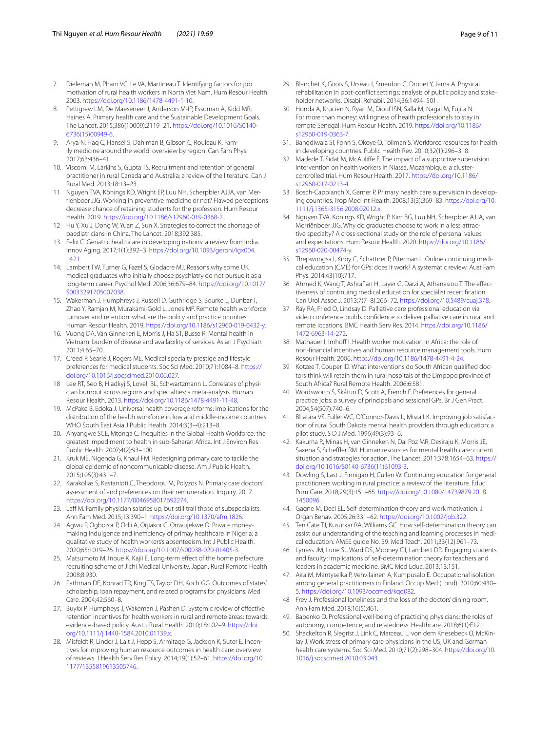7. Dieleman M, Pham VC, Le VA, Martineau T. Identifying factors for job motivation of rural health workers in North Viet Nam. Hum Resour Health. 2003. https://doi.org/10.1186/1478-4491-1-10.
8. Pettigrew LM, De Maeseneer J, Anderson M-IP, Essuman A, Kidd MR, Haines A. Primary health care and the Sustainable Development Goals. The Lancet. 2015;386(10009):2119–21. https://doi.org/10.1016/S0140-6736(15)00949-6.
9. Arya N, Haq C, Hansel S, Dahlman B, Gibson C, Rouleau K. Family medicine around the world: overview by region. Can Fam Phys. 2017;63:436–41.
10. Viscomi M, Larkins S, Gupta TS. Recruitment and retention of general practitioner in rural Canada and Australia: a review of the literature. Can J Rural Med. 2013;18:13–23.
11 Nguyen TVA, Könings KD, Wright EP, Luu NH, Scherpbier AJJA, van Merriënboer JJG. Working in preventive medicine or not? Flawed perceptions decrease chance of retaining students for the profession. Hum Resour Health. 2019. https://doi.org/10.1186/s12960-019-0368-2.
12 Hu Y, Xu J, Dong W, Yuan Z, Sun X. Strategies to correct the shortage of paediatricians in China. The Lancet. 2018;392:385.
13. Felix C. Geriatric healthcare in developing nations: a review from India. Innov Aging. 2017;1(1):392–3. https://doi.org/10.1093/geroni/igx004.1421.
14. Lambert TW, Turner G, Fazel S, Glodacre MJ. Reasons why some UK medical graduates who initially choose psychiatry do not pursue it as a long-term career. Psychol Med. 2006;36:679–84. https://doi.org/10.1017/S0033291705007038.
15. Wakerman J, Humphreys J, Russell D, Guthridge S, Bourke L, Dunbar T, Zhao Y, Ramjan M, Murakami-Gold L, Jones MP. Remote health workforce turnover and retention: what are the policy and practice priorities. Human Resour Health. 2019. https://doi.org/10.1186/s12960-019-0432-y.
16. Vuong DA, Van Ginneken E, Morris J, Ha ST, Busse R. Mental health in Vietnam: burden of disease and availability of services. Asian J Psychiatr. 2011;4:65–70.
17. Creed P, Searle J, Rogers ME. Medical specialty prestige and lifestyle preferences for medical students. Soc Sci Med. 2010;71:1084–8. https://doi.org/10.1016/j.socscimed.2010.06.027.
18 Lee RT, Seo B, Hladkyj S, Lovell BL, Schwartzmann L. Correlates of physician burnout across regions and specialties: a meta-analysis. Human Resour Health. 2013. https://doi.org/10.1186/1478-4491-11-48.
19. McPake B, Edoka I. Universal health coverage reforms: implications for the distribution of the health workforce in low and middle-income countries. WHO South East Asia J Public Health. 2014;3(3–4):213–8.
20. Anyangwe SCE, Mtonga C. Inequities in the Global Health Workforce: the greatest impediment to health in sub-Saharan Africa. Int J Environ Res Public Health. 2007;4(2):93–100.
21. Kruk ME, Nigenda G, Knaul FM. Redesigning primary care to tackle the global epidemic of noncommunicable disease. Am J Public Health. 2015;105(3):431–7.
22. Karakolias S, Kastanioti C, Theodorou M, Polyzos N. Primary care doctors' assessment of and preferences on their remuneration. Inquiry. 2017. https://doi.org/10.1177/0046958017692274.
23. Laff M. Family physician salaries up, but still trail those of subspecialists. Ann Fam Med. 2015;13:390–1. https://doi.org/10.1370/afm.1826.
24. Agwu P, Ogbozor P, Odii A, Orjiakor C, Onwujekwe O. Private money-making indulgence and inefficiency of primary healthcare in Nigeria: a qualitative study of health workers's absenteeism. Int J Public Health. 2020;65:1019–26. https://doi.org/10.1007/s00038-020-01405-3.
25. Matsumoto M, Inoue K, Kajii E. Long-term effect of the home prefecture recruiting scheme of Jichi Medical University, Japan. Rural Remote Health. 2008;8:930.
26. Pathman DE, Konrad TR, King TS, Taylor DH, Koch GG. Outcomes of states' scholarship, loan repayment, and related programs for physicians. Med Care. 2004;42:560–8.
27. Buykx P, Humpheys J, Wakeman J, Pashen D. Systemic review of effective retention incentives for health workers in rural and remote areas: towards evidence-based policy. Aust J Rural Health. 2010;18:102–9. https://doi.org/10.1111/j.1440-1584.2010.01139.x.
28. Misfeldt R, Linder J, Lait J, Hepp S, Armitage G, Jackson K, Suter E. Incentives for improving human resource outcomes in health care: overview of reviews. J Health Serv Res Policy. 2014;19(1):52–61. https://doi.org/10.1177/1355819613505746.
29. Blanchet K, Girois S, Urseau I, Smerdon C, Drouet Y, Jama A. Physical rehabilitation in post-conflict settings: analysis of public policy and stakeholder networks. Disabil Rehabil. 2014;36:1494–501.
30 Honda A, Krucien N, Ryan M, Diouf ISN, Salla M, Nagai M, Fujita N. For more than money: willingness of health professionals to stay in remote Senegal. Hum Resour Health. 2019. https://doi.org/10.1186/s12960-019-0363-7.
31. Bangdiwala SI, Fonn S, Okoye O, Tollman S. Workforce resources for health in developing countries. Public Health Rev. 2010;32(1):296–318.
32. Madede T, Sidat M, McAuliffe E. The impact of a supportive supervision intervention on health workers in Niassa, Mozambique: a cluster-controlled trial. Hum Resour Health. 2017. https://doi.org/10.1186/s12960-017-0213-4.
33. Bosch-Capblanch X, Garner P. Primary health care supervision in developing countries. Trop Med Int Health. 2008;13(3):369–83. https://doi.org/10.1111/j.1365-3156.2008.02012.x.
34. Nguyen TVA, Könings KD, Wright P, Kim BG, Luu NH, Scherpbier AJJA, van Merriënboer JJG. Why do graduates choose to work in a less attractive specialty? A cross-sectional study on the role of personal values and expectations. Hum Resour Health. 2020. https://doi.org/10.1186/s12960-020-00474-y.
35. Thepwongsa I, Kirby C, Schattner P, Piterman L. Online continuing medical education (CME) for GPs: does it work? A systematic review. Aust Fam Phys. 2014;43(10):717.
36. Ahmed K, Wang T, Ashrafian H, Layer G, Darzi A, Athanasiou T. The effectiveness of continuing medical education for specialist recertification. Can Urol Assoc J. 2013;7(7–8):266–72. https://doi.org/10.5489/cuaj.378.
37 Ray RA, Fried O, Lindsay D. Palliative care professional education via video conference builds confidence to deliver palliative care in rural and remote locations. BMC Health Serv Res. 2014. https://doi.org/10.1186/1472-6963-14-272.
38. Mathauer I, Imhoff I. Health worker motivation in Africa: the role of non-financial incentives and human resource management tools. Hum Resour Health. 2006. https://doi.org/10.1186/1478-4491-4-24.
39 Kotzee T, Couper ID. What interventions do South African qualified doctors think will retain them in rural hospitals of the Limpopo province of South Africa? Rural Remote Health. 2006;6:581.
40. Wordsworth S, Skåtun D, Scott A, French F. Preferences for general practice jobs: a survey of principals and sessional GPs. Br J Gen Pract. 2004;54(507):740–6.
41. Bhatara VS, Fuller WC, O'Connor-Davis L, Misra LK. Improving job satisfaction of rural South Dakota mental health providers through education: a pilot study. S D J Med. 1996;49(3):93–6.
42. Kakuma R, Minas H, van Ginneken N, Dal Poz MR, Desiraju K, Morris JE, Saxena S, Scheffler RM. Human resources for mental health care: current situation and strategies for action. The Lancet. 2011;378:1654–63. https://doi.org/10.1016/S0140-6736(11)61093-3.
43. Dowling S, Last J, Finnigan H, Cullen W. Continuing education for general practitioners working in rural practice: a review of the literature. Educ Prim Care. 2018;29(3):151–65. https://doi.org/10.1080/14739879.2018.1450096.
44. Gagne M, Deci EL. Self-determination theory and work motivation. J Organ Behav. 2005;26:331–62. https://doi.org/10.1002/job.322.
45 Ten Cate TJ, Kusurkar RA, Williams GC. How self-determination theory can assist our understanding of the teaching and learning processes in medical education. AMEE guide No. 59. Med Teach. 2011;33(12):961–73.
46. Lyness JM, Lurie SJ, Ward DS, Mooney CJ, Lambert DR. Engaging students and faculty: implications of self-determination theory for teachers and leaders in academic medicine. BMC Med Educ. 2013;13:151.
47. Aira M, Mantyselka P, Vehvilainen A, Kumpusalo E. Occupational isolation among general practitioners in Finland. Occup Med (Lond). 2010;60:430–5. https://doi.org/10.1093/occmed/kqq082.
48 Frey J. Professional loneliness and the loss of the doctors' dining room. Ann Fam Med. 2018;16(5):461.
49. Babenko O. Professional well-being of practicing physicians: the roles of autonomy, competence, and relatedness. Healthcare. 2018;6(1):E12.
50. Shackelton R, Siegrist J, Link C, Marceau L, von dem Knesebeck O, McKinlay J. Work stress of primary care physicians in the US, UK and German health care systems. Soc Sci Med. 2010;71(2):298–304. https://doi.org/10.1016/j.socscimed.2010.03.043.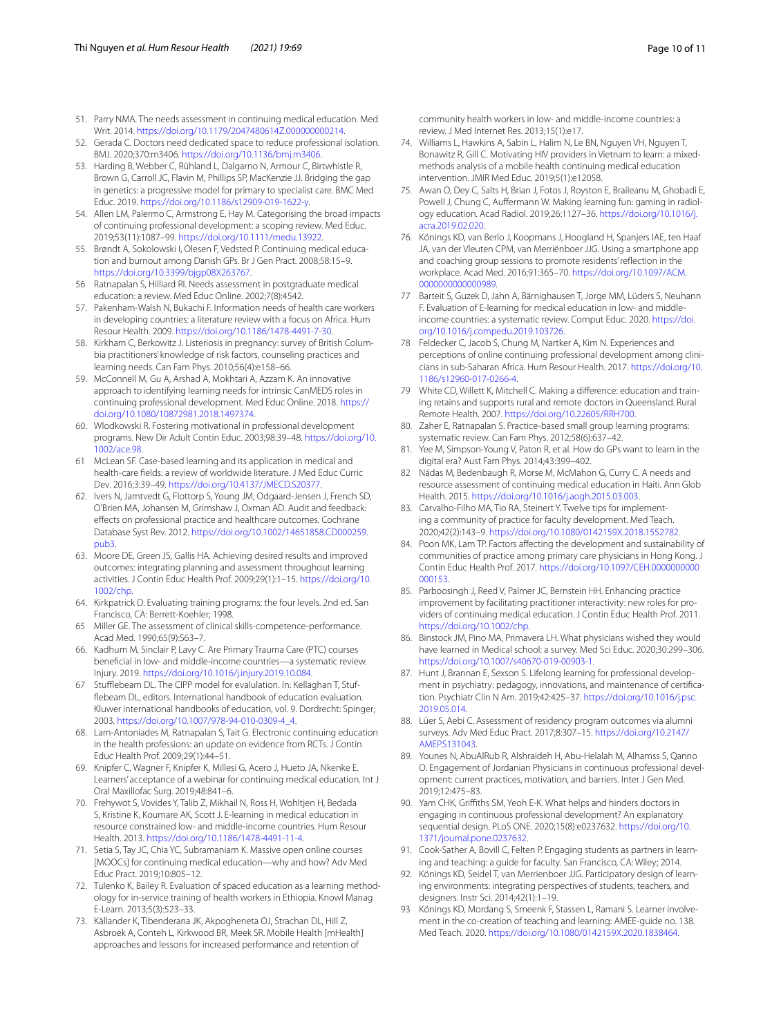51. Parry NMA. The needs assessment in continuing medical education. Med Writ. 2014. https://doi.org/10.1179/2047480614Z.000000000214.
52. Gerada C. Doctors need dedicated space to reduce professional isolation. BMJ. 2020;370:m3406. https://doi.org/10.1136/bmj.m3406.
53. Harding B, Webber C, Rühland L, Dalgarno N, Armour C, Birtwhistle R, Brown G, Carroll JC, Flavin M, Phillips SP, MacKenzie JJ. Bridging the gap in genetics: a progressive model for primary to specialist care. BMC Med Educ. 2019. https://doi.org/10.1186/s12909-019-1622-y.
54. Allen LM, Palermo C, Armstrong E, Hay M. Categorising the broad impacts of continuing professional development: a scoping review. Med Educ. 2019;53(11):1087–99. https://doi.org/10.1111/medu.13922.
55. Brøndt A, Sokolowski I, Olesen F, Vedsted P. Continuing medical education and burnout among Danish GPs. Br J Gen Pract. 2008;58:15–9. https://doi.org/10.3399/bjgp08X263767.
56 Ratnapalan S, Hilliard RI. Needs assessment in postgraduate medical education: a review. Med Educ Online. 2002;7(8):4542.
57. Pakenham-Walsh N, Bukachi F. Information needs of health care workers in developing countries: a literature review with a focus on Africa. Hum Resour Health. 2009. https://doi.org/10.1186/1478-4491-7-30.
58. Kirkham C, Berkowitz J. Listeriosis in pregnancy: survey of British Columbia practitioners' knowledge of risk factors, counseling practices and learning needs. Can Fam Phys. 2010;56(4):e158–66.
59. McConnell M, Gu A, Arshad A, Mokhtari A, Azzam K. An innovative approach to identifying learning needs for intrinsic CanMEDS roles in continuing professional development. Med Educ Online. 2018. https://doi.org/10.1080/10872981.2018.1497374.
60. Wlodkowski R. Fostering motivational in professional development programs. New Dir Adult Contin Educ. 2003;98:39–48. https://doi.org/10.1002/ace.98.
61 McLean SF. Case-based learning and its application in medical and health-care fields: a review of worldwide literature. J Med Educ Curric Dev. 2016;3:39–49. https://doi.org/10.4137/JMECD.S20377.
62. Ivers N, Jamtvedt G, Flottorp S, Young JM, Odgaard-Jensen J, French SD, O'Brien MA, Johansen M, Grimshaw J, Oxman AD. Audit and feedback: effects on professional practice and healthcare outcomes. Cochrane Database Syst Rev. 2012. https://doi.org/10.1002/14651858.CD000259.pub3.
63. Moore DE, Green JS, Gallis HA. Achieving desired results and improved outcomes: integrating planning and assessment throughout learning activities. J Contin Educ Health Prof. 2009;29(1):1–15. https://doi.org/10.1002/chp.
64. Kirkpatrick D. Evaluating training programs: the four levels. 2nd ed. San Francisco, CA: Berrett-Koehler; 1998.
65 Miller GE. The assessment of clinical skills-competence-performance. Acad Med. 1990;65(9):S63–7.
66. Kadhum M, Sinclair P, Lavy C. Are Primary Trauma Care (PTC) courses beneficial in low- and middle-income countries—a systematic review. Injury. 2019. https://doi.org/10.1016/j.injury.2019.10.084.
67 Stufflebeam DL. The CIPP model for evalulation. In: Kellaghan T, Stufflebeam DL, editors. International handbook of education evaluation. Kluwer international handbooks of education, vol. 9. Dordrecht: Spinger; 2003. https://doi.org/10.1007/978-94-010-0309-4_4.
68. Lam-Antoniades M, Ratnapalan S, Tait G. Electronic continuing education in the health professions: an update on evidence from RCTs. J Contin Educ Health Prof. 2009;29(1):44–51.
69. Knipfer C, Wagner F, Knipfer K, Millesi G, Acero J, Hueto JA, Nkenke E. Learners' acceptance of a webinar for continuing medical education. Int J Oral Maxillofac Surg. 2019;48:841–6.
70. Frehywot S, Vovides Y, Talib Z, Mikhail N, Ross H, Wohltjen H, Bedada S, Kristine K, Koumare AK, Scott J. E-learning in medical education in resource constrained low- and middle-income countries. Hum Resour Health. 2013. https://doi.org/10.1186/1478-4491-11-4.
71. Setia S, Tay JC, Chia YC, Subramaniam K. Massive open online courses [MOOCs] for continuing medical education—why and how? Adv Med Educ Pract. 2019;10:805–12.
72. Tulenko K, Bailey R. Evaluation of spaced education as a learning methodology for in-service training of health workers in Ethiopia. Knowl Manag E-Learn. 2013;5(3):523–33.
73. Källander K, Tibenderana JK, Akpogheneta OJ, Strachan DL, Hill Z, Asbroek A, Conteh L, Kirkwood BR, Meek SR. Mobile Health [mHealth] approaches and lessons for increased performance and retention of community health workers in low- and middle-income countries: a review. J Med Internet Res. 2013;15(1):e17.
74. Williams L, Hawkins A, Sabin L, Halim N, Le BN, Nguyen VH, Nguyen T, Bonawitz R, Gill C. Motivating HIV providers in Vietnam to learn: a mixed-methods analysis of a mobile health continuing medical education intervention. JMIR Med Educ. 2019;5(1):e12058.
75. Awan O, Dey C, Salts H, Brian J, Fotos J, Royston E, Braileanu M, Ghobadi E, Powell J, Chung C, Auffermann W. Making learning fun: gaming in radiology education. Acad Radiol. 2019;26:1127–36. https://doi.org/10.1016/j.acra.2019.02.020.
76. Könings KD, van Berlo J, Koopmans J, Hoogland H, Spanjers IAE, ten Haaf JA, van der Vleuten CPM, van Merriënboer JJG. Using a smartphone app and coaching group sessions to promote residents' reflection in the workplace. Acad Med. 2016;91:365–70. https://doi.org/10.1097/ACM.0000000000000989.
77 Barteit S, Guzek D, Jahn A, Bärnighausen T, Jorge MM, Lüders S, Neuhann F. Evaluation of E-learning for medical education in low- and middle-income countries: a systematic review. Comput Educ. 2020. https://doi.org/10.1016/j.compedu.2019.103726.
78 Feldecker C, Jacob S, Chung M, Nartker A, Kim N. Experiences and perceptions of online continuing professional development among clinicians in sub-Saharan Africa. Hum Resour Health. 2017. https://doi.org/10.1186/s12960-017-0266-4.
79 White CD, Willett K, Mitchell C. Making a difference: education and training retains and supports rural and remote doctors in Queensland. Rural Remote Health. 2007. https://doi.org/10.22605/RRH700.
80. Zaher E, Ratnapalan S. Practice-based small group learning programs: systematic review. Can Fam Phys. 2012;58(6):637–42.
81. Yee M, Simpson-Young V, Paton R, et al. How do GPs want to learn in the digital era? Aust Fam Phys. 2014;43:399–402.
82 Nádas M, Bedenbaugh R, Morse M, McMahon G, Curry C. A needs and resource assessment of continuing medical education in Haiti. Ann Glob Health. 2015. https://doi.org/10.1016/j.aogh.2015.03.003.
83. Carvalho-Filho MA, Tio RA, Steinert Y. Twelve tips for implementing a community of practice for faculty development. Med Teach. 2020;42(2):143–9. https://doi.org/10.1080/0142159X.2018.1552782.
84. Poon MK, Lam TP. Factors affecting the development and sustainability of communities of practice among primary care physicians in Hong Kong. J Contin Educ Health Prof. 2017. https://doi.org/10.1097/CEH.0000000000000153.
85. Parboosingh J, Reed V, Palmer JC, Bernstein HH. Enhancing practice improvement by facilitating practitioner interactivity: new roles for providers of continuing medical education. J Contin Educ Health Prof. 2011. https://doi.org/10.1002/chp.
86. Binstock JM, Pino MA, Primavera LH. What physicians wished they would have learned in Medical school: a survey. Med Sci Educ. 2020;30:299–306. https://doi.org/10.1007/s40670-019-00903-1.
87. Hunt J, Brannan E, Sexson S. Lifelong learning for professional development in psychiatry: pedagogy, innovations, and maintenance of certification. Psychiatr Clin N Am. 2019;42:425–37. https://doi.org/10.1016/j.psc.2019.05.014.
88. Lüer S, Aebi C. Assessment of residency program outcomes via alumni surveys. Adv Med Educ Pract. 2017;8:307–15. https://doi.org/10.2147/AMEP.S131043.
89. Younes N, AbuAlRub R, Alshraideh H, Abu-Helalah M, Alhamss S, Qanno O. Engagement of Jordanian Physicians in continuous professional development: current practices, motivation, and barriers. Inter J Gen Med. 2019;12:475–83.
90. Yam CHK, Griffiths SM, Yeoh E-K. What helps and hinders doctors in engaging in continuous professional development? An explanatory sequential design. PLoS ONE. 2020;15(8):e0237632. https://doi.org/10.1371/journal.pone.0237632.
91. Cook-Sather A, Bovill C, Felten P. Engaging students as partners in learning and teaching: a guide for faculty. San Francisco, CA: Wiley; 2014.
92. Könings KD, Seidel T, van Merrienboer JJG. Participatory design of learning environments: integrating perspectives of students, teachers, and designers. Instr Sci. 2014;42(1):1–19.
93 Könings KD, Mordang S, Smeenk F, Stassen L, Ramani S. Learner involvement in the co-creation of teaching and learning: AMEE-guide no. 138. Med Teach. 2020. https://doi.org/10.1080/0142159X.2020.1838464.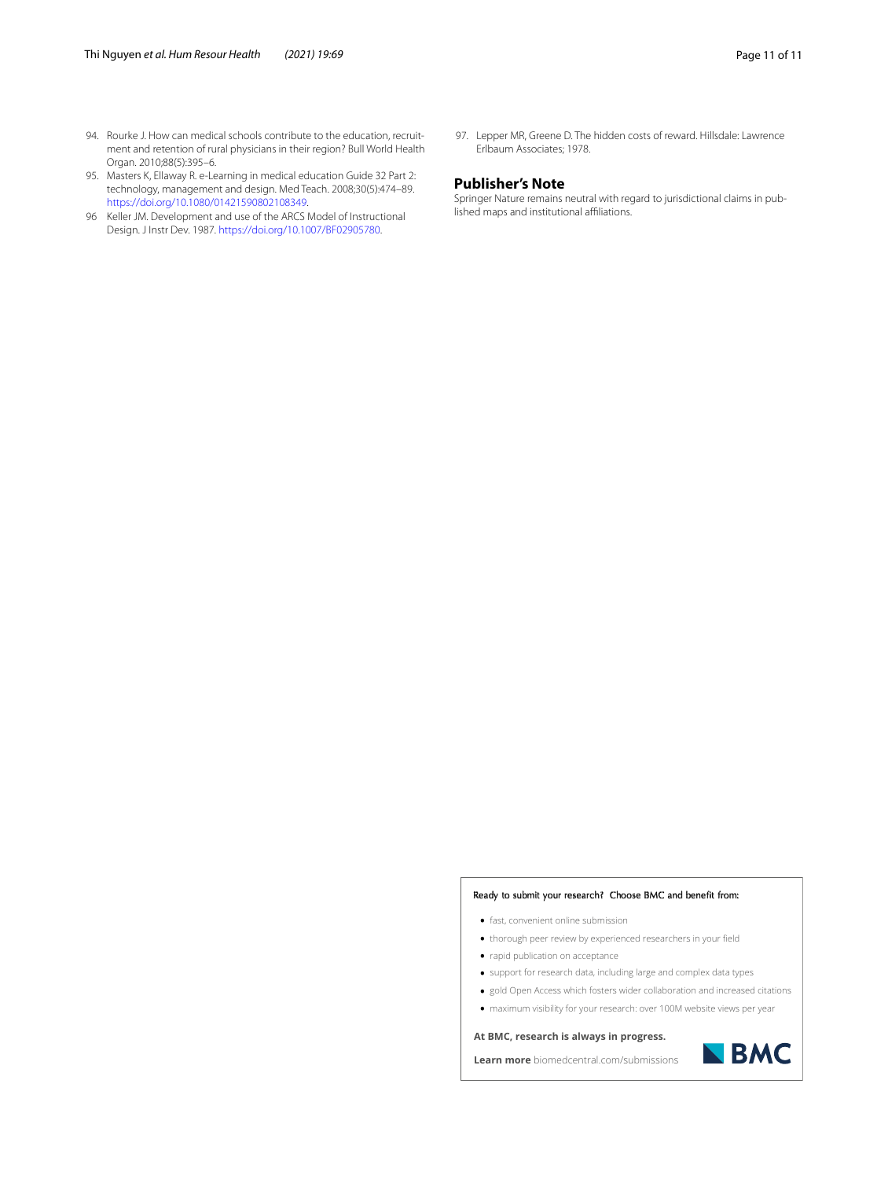94. Rourke J. How can medical schools contribute to the education, recruitment and retention of rural physicians in their region? Bull World Health Organ. 2010;88(5):395–6.
95. Masters K, Ellaway R. e-Learning in medical education Guide 32 Part 2: technology, management and design. Med Teach. 2008;30(5):474–89. https://doi.org/10.1080/01421590802108349.
96 Keller JM. Development and use of the ARCS Model of Instructional Design. J Instr Dev. 1987. https://doi.org/10.1007/BF02905780.
97. Lepper MR, Greene D. The hidden costs of reward. Hillsdale: Lawrence Erlbaum Associates; 1978.

## Publisher's Note

Springer Nature remains neutral with regard to jurisdictional claims in published maps and institutional affiliations.

Ready to submit your research? Choose BMC and benefit from:

- fast, convenient online submission
- thorough peer review by experienced researchers in your field
- rapid publication on acceptance
- support for research data, including large and complex data types
- gold Open Access which fosters wider collaboration and increased citations
- maximum visibility for your research: over 100M website views per year

**At BMC, research is always in progress.**

**Learn more** biomedcentral.com/submissions

BMC